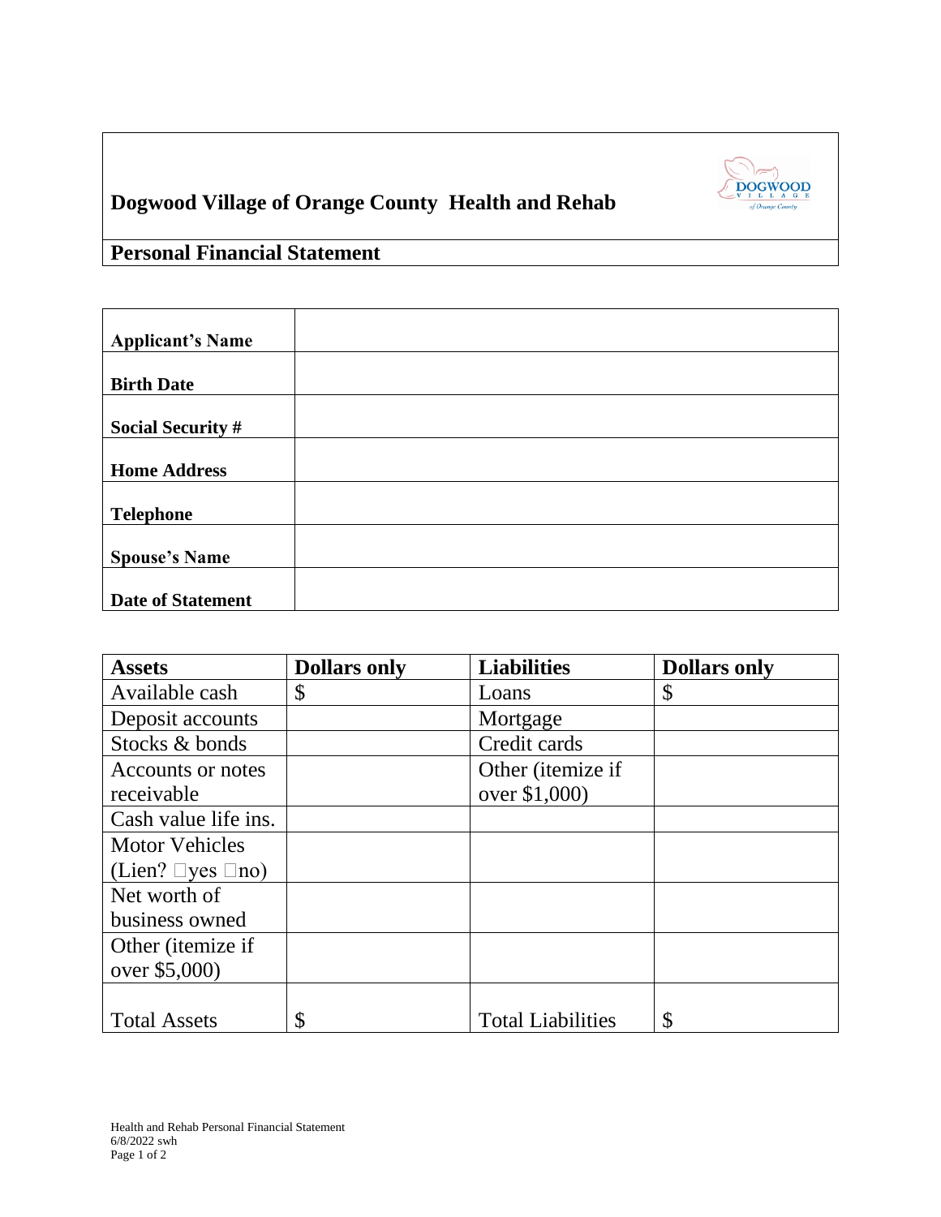# Dogwood Village of Orange County Health and Rehab

## Personal Financial Statement

| | |
|---|---|
| **Applicant's Name** | |
| **Birth Date** | |
| **Social Security #** | |
| **Home Address** | |
| **Telephone** | |
| **Spouse's Name** | |
| **Date of Statement** | |

| **Assets** | **Dollars only** | **Liabilities** | **Dollars only** |
|---|---|---|---|
| Available cash | $ | Loans | $ |
| Deposit accounts | | Mortgage | |
| Stocks & bonds | | Credit cards | |
| Accounts or notes receivable | | Other (itemize if over $1,000) | |
| Cash value life ins. | | | |
| Motor Vehicles (Lien? ☐yes ☐no) | | | |
| Net worth of business owned | | | |
| Other (itemize if over $5,000) | | | |
| Total Assets | $ | Total Liabilities | $ |

Health and Rehab Personal Financial Statement
6/8/2022 swh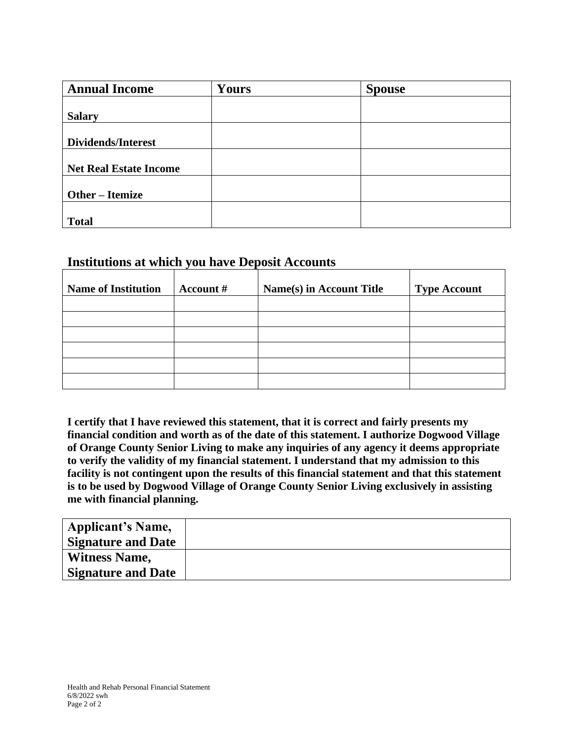| Annual Income | Yours | Spouse |
|---|---|---|
| **Salary** | | |
| **Dividends/Interest** | | |
| **Net Real Estate Income** | | |
| **Other – Itemize** | | |
| **Total** | | |

## Institutions at which you have Deposit Accounts

| Name of Institution | Account # | Name(s) in Account Title | Type Account |
|---|---|---|---|
| | | | |
| | | | |
| | | | |
| | | | |
| | | | |
| | | | |

**I certify that I have reviewed this statement, that it is correct and fairly presents my financial condition and worth as of the date of this statement. I authorize Dogwood Village of Orange County Senior Living to make any inquiries of any agency it deems appropriate to verify the validity of my financial statement. I understand that my admission to this facility is not contingent upon the results of this financial statement and that this statement is to be used by Dogwood Village of Orange County Senior Living exclusively in assisting me with financial planning.**

| | |
|---|---|
| **Applicant's Name, Signature and Date** | |
| **Witness Name, Signature and Date** | |

Health and Rehab Personal Financial Statement
6/8/2022 swh